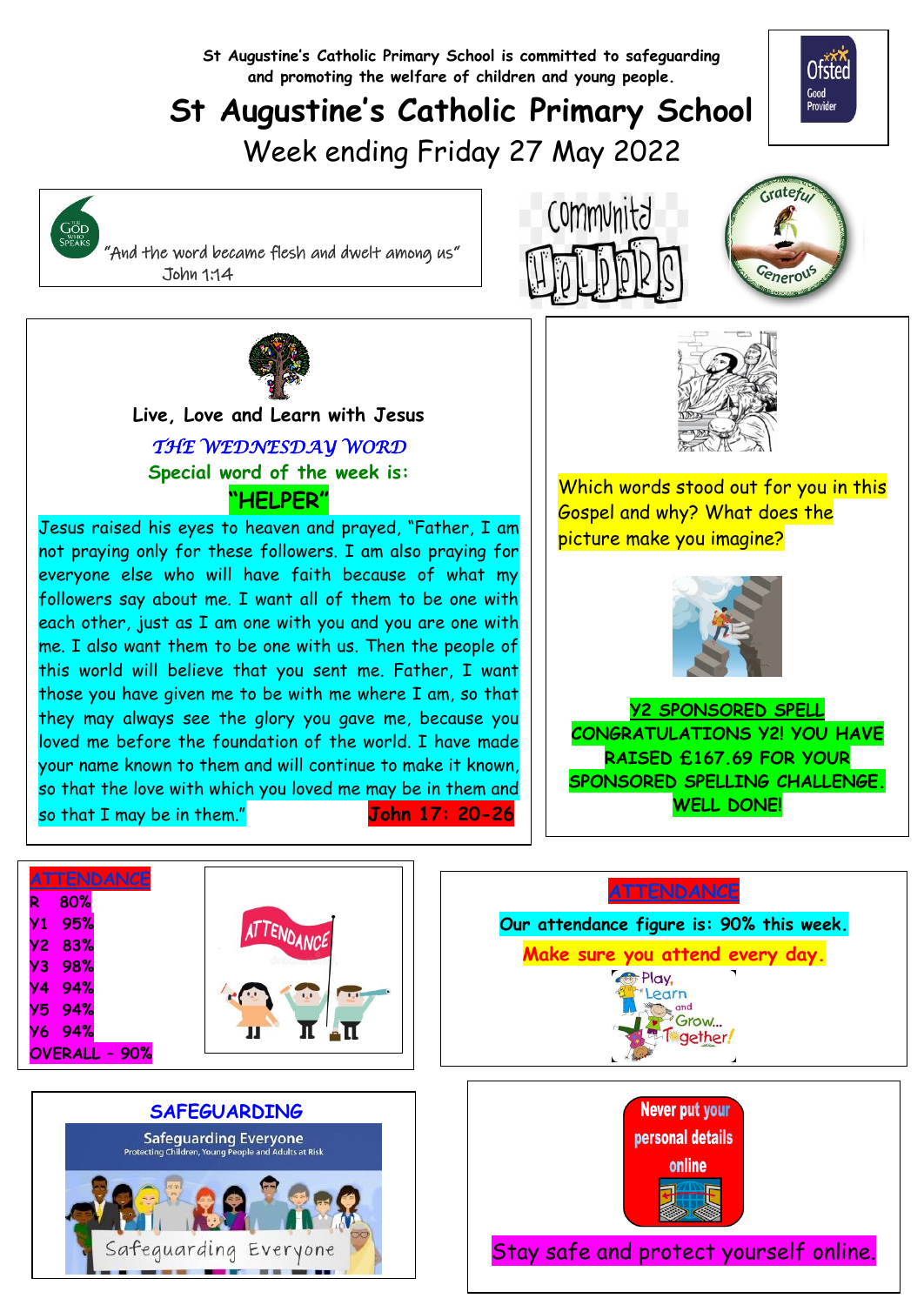St Augustine's Catholic Primary School is committed to safeguarding and promoting the welfare of children and young people.

# St Augustine's Catholic Primary School

## Week ending Friday 27 May 2022

"And the word became flesh and dwelt among us"
John 1:14

### Live, Love and Learn with Jesus

*THE WEDNESDAY WORD*

**Special word of the week is:**

**"HELPER"**

Jesus raised his eyes to heaven and prayed, "Father, I am not praying only for these followers. I am also praying for everyone else who will have faith because of what my followers say about me. I want all of them to be one with each other, just as I am one with you and you are one with me. I also want them to be one with us. Then the people of this world will believe that you sent me. Father, I want those you have given me to be with me where I am, so that they may always see the glory you gave me, because you loved me before the foundation of the world. I have made your name known to them and will continue to make it known, so that the love with which you loved me may be in them and so that I may be in them." **John 17: 20-26**

Which words stood out for you in this Gospel and why? What does the picture make you imagine?

**Y2 SPONSORED SPELL**

**CONGRATULATIONS Y2! YOU HAVE RAISED £167.69 FOR YOUR SPONSORED SPELLING CHALLENGE. WELL DONE!**

### ATTENDANCE

| Class | Attendance |
|---|---|
| R | 80% |
| Y1 | 95% |
| Y2 | 83% |
| Y3 | 98% |
| Y4 | 94% |
| Y5 | 94% |
| Y6 | 94% |
| OVERALL | 90% |

### ATTENDANCE

**Our attendance figure is: 90% this week.**

**Make sure you attend every day.**

### SAFEGUARDING

Never put your personal details online

Stay safe and protect yourself online.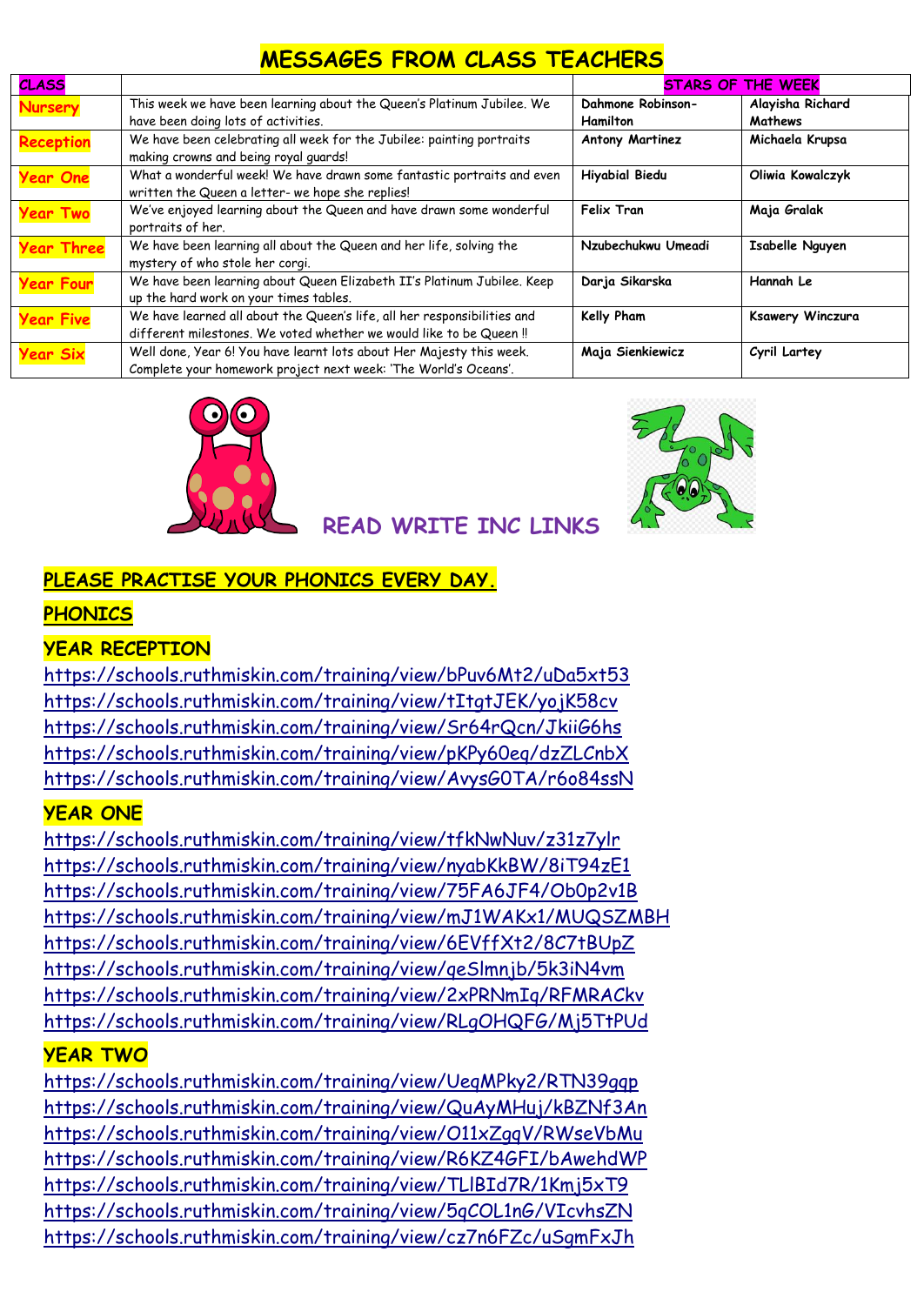# MESSAGES FROM CLASS TEACHERS

| CLASS | | STARS OF THE WEEK | |
|---|---|---|---|
| Nursery | This week we have been learning about the Queen's Platinum Jubilee. We have been doing lots of activities. | Dahmone Robinson-Hamilton | Alayisha Richard Mathews |
| Reception | We have been celebrating all week for the Jubilee: painting portraits making crowns and being royal guards! | Antony Martinez | Michaela Krupsa |
| Year One | What a wonderful week! We have drawn some fantastic portraits and even written the Queen a letter- we hope she replies! | Hiyabial Biedu | Oliwia Kowalczyk |
| Year Two | We've enjoyed learning about the Queen and have drawn some wonderful portraits of her. | Felix Tran | Maja Gralak |
| Year Three | We have been learning all about the Queen and her life, solving the mystery of who stole her corgi. | Nzubechukwu Umeadi | Isabelle Nguyen |
| Year Four | We have been learning about Queen Elizabeth II's Platinum Jubilee. Keep up the hard work on your times tables. | Darja Sikarska | Hannah Le |
| Year Five | We have learned all about the Queen's life, all her responsibilities and different milestones. We voted whether we would like to be Queen !! | Kelly Pham | Ksawery Winczura |
| Year Six | Well done, Year 6! You have learnt lots about Her Majesty this week. Complete your homework project next week: 'The World's Oceans'. | Maja Sienkiewicz | Cyril Lartey |

## READ WRITE INC LINKS

**PLEASE PRACTISE YOUR PHONICS EVERY DAY.**

**PHONICS**

**YEAR RECEPTION**

https://schools.ruthmiskin.com/training/view/bPuv6Mt2/uDa5xt53
https://schools.ruthmiskin.com/training/view/tItgtJEK/yojK58cv
https://schools.ruthmiskin.com/training/view/Sr64rQcn/JkiiG6hs
https://schools.ruthmiskin.com/training/view/pKPy60eq/dzZLCnbX
https://schools.ruthmiskin.com/training/view/AvysG0TA/r6o84ssN

**YEAR ONE**

https://schools.ruthmiskin.com/training/view/tfkNwNuv/z31z7ylr
https://schools.ruthmiskin.com/training/view/nyabKkBW/8iT94zE1
https://schools.ruthmiskin.com/training/view/75FA6JF4/Ob0p2v1B
https://schools.ruthmiskin.com/training/view/mJ1WAKx1/MUQSZMBH
https://schools.ruthmiskin.com/training/view/6EVffXt2/8C7tBUpZ
https://schools.ruthmiskin.com/training/view/qeSlmnjb/5k3iN4vm
https://schools.ruthmiskin.com/training/view/2xPRNmIq/RFMRACkv
https://schools.ruthmiskin.com/training/view/RLgOHQFG/Mj5TtPUd

**YEAR TWO**

https://schools.ruthmiskin.com/training/view/UeqMPky2/RTN39gqp
https://schools.ruthmiskin.com/training/view/QuAyMHuj/kBZNf3An
https://schools.ruthmiskin.com/training/view/O11xZgqV/RWseVbMu
https://schools.ruthmiskin.com/training/view/R6KZ4GFI/bAwehdWP
https://schools.ruthmiskin.com/training/view/TLlBId7R/1Kmj5xT9
https://schools.ruthmiskin.com/training/view/5qCOL1nG/VIcvhsZN
https://schools.ruthmiskin.com/training/view/cz7n6FZc/uSgmFxJh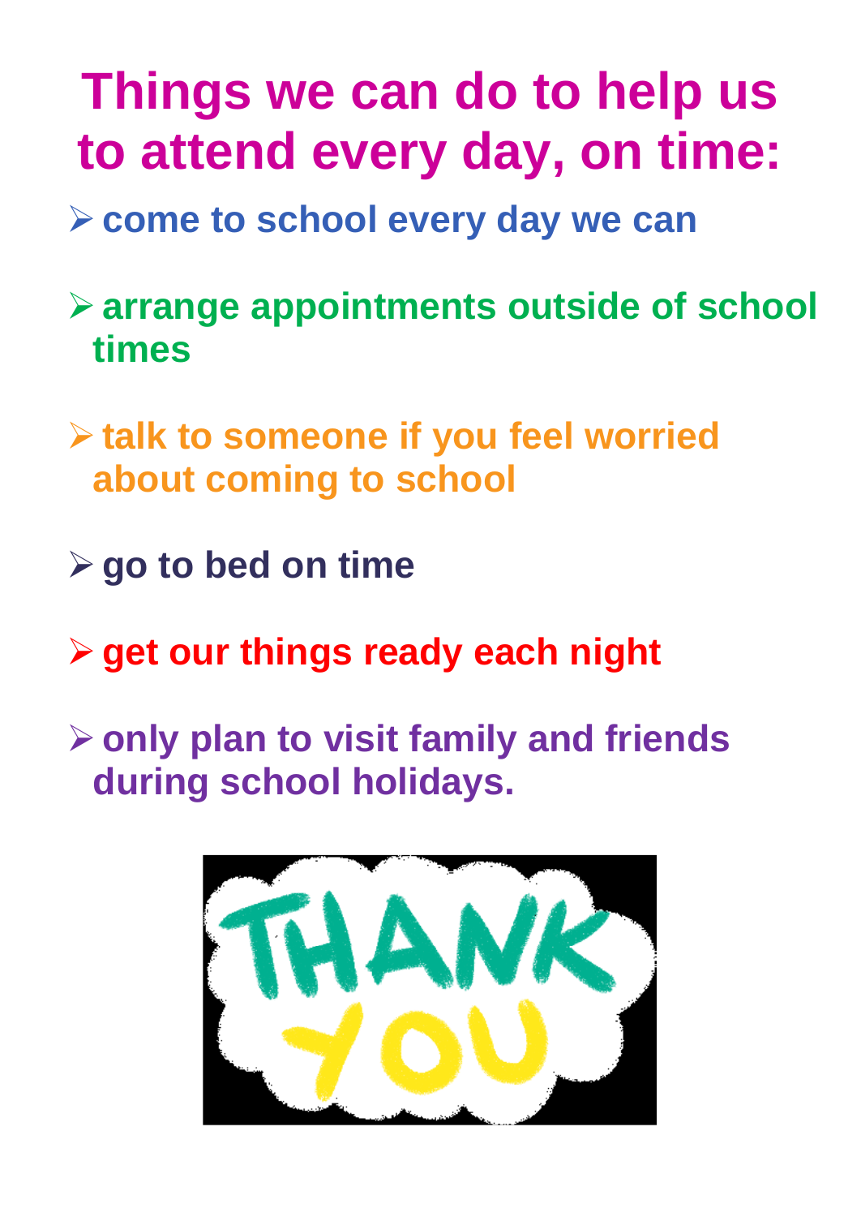# Things we can do to help us to attend every day, on time:

- **come to school every day we can**
- **arrange appointments outside of school times**
- **talk to someone if you feel worried about coming to school**
- **go to bed on time**
- **get our things ready each night**
- **only plan to visit family and friends during school holidays.**